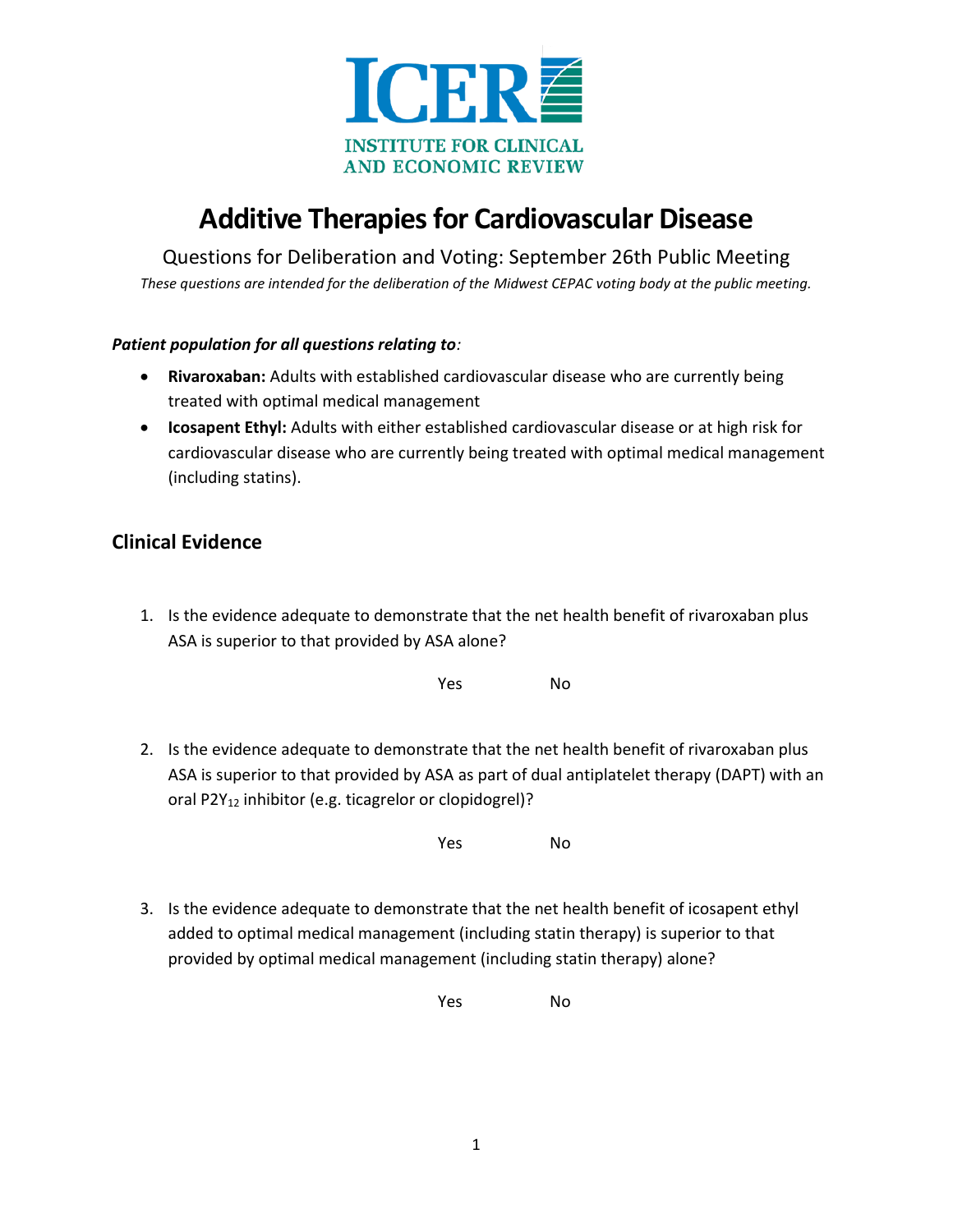ICER

INSTITUTE FOR CLINICAL AND ECONOMIC REVIEW

# Additive Therapies for Cardiovascular Disease

Questions for Deliberation and Voting: September 26th Public Meeting

*These questions are intended for the deliberation of the Midwest CEPAC voting body at the public meeting.*

***Patient population for all questions relating to****:*

- **Rivaroxaban:** Adults with established cardiovascular disease who are currently being treated with optimal medical management
- **Icosapent Ethyl:** Adults with either established cardiovascular disease or at high risk for cardiovascular disease who are currently being treated with optimal medical management (including statins).

## Clinical Evidence

1. Is the evidence adequate to demonstrate that the net health benefit of rivaroxaban plus ASA is superior to that provided by ASA alone?

   Yes No

2. Is the evidence adequate to demonstrate that the net health benefit of rivaroxaban plus ASA is superior to that provided by ASA as part of dual antiplatelet therapy (DAPT) with an oral $P2Y_{12}$ inhibitor (e.g. ticagrelor or clopidogrel)?

   Yes No

3. Is the evidence adequate to demonstrate that the net health benefit of icosapent ethyl added to optimal medical management (including statin therapy) is superior to that provided by optimal medical management (including statin therapy) alone?

   Yes No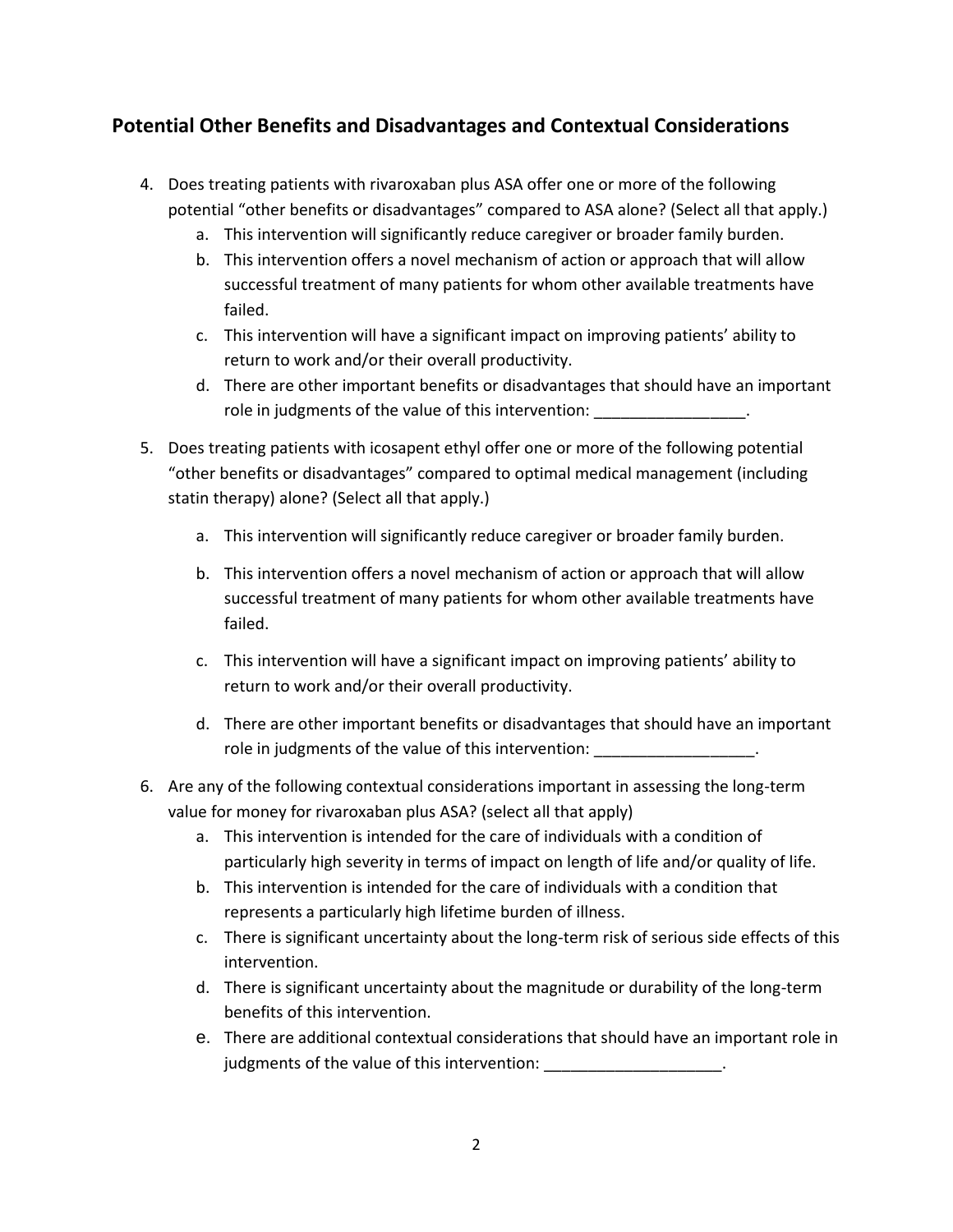## Potential Other Benefits and Disadvantages and Contextual Considerations

4. Does treating patients with rivaroxaban plus ASA offer one or more of the following potential "other benefits or disadvantages" compared to ASA alone? (Select all that apply.)
    a. This intervention will significantly reduce caregiver or broader family burden.
    b. This intervention offers a novel mechanism of action or approach that will allow successful treatment of many patients for whom other available treatments have failed.
    c. This intervention will have a significant impact on improving patients' ability to return to work and/or their overall productivity.
    d. There are other important benefits or disadvantages that should have an important role in judgments of the value of this intervention: _________________.

5. Does treating patients with icosapent ethyl offer one or more of the following potential "other benefits or disadvantages" compared to optimal medical management (including statin therapy) alone? (Select all that apply.)
    a. This intervention will significantly reduce caregiver or broader family burden.
    b. This intervention offers a novel mechanism of action or approach that will allow successful treatment of many patients for whom other available treatments have failed.
    c. This intervention will have a significant impact on improving patients' ability to return to work and/or their overall productivity.
    d. There are other important benefits or disadvantages that should have an important role in judgments of the value of this intervention: __________________.

6. Are any of the following contextual considerations important in assessing the long-term value for money for rivaroxaban plus ASA? (select all that apply)
    a. This intervention is intended for the care of individuals with a condition of particularly high severity in terms of impact on length of life and/or quality of life.
    b. This intervention is intended for the care of individuals with a condition that represents a particularly high lifetime burden of illness.
    c. There is significant uncertainty about the long-term risk of serious side effects of this intervention.
    d. There is significant uncertainty about the magnitude or durability of the long-term benefits of this intervention.
    e. There are additional contextual considerations that should have an important role in judgments of the value of this intervention: ____________________.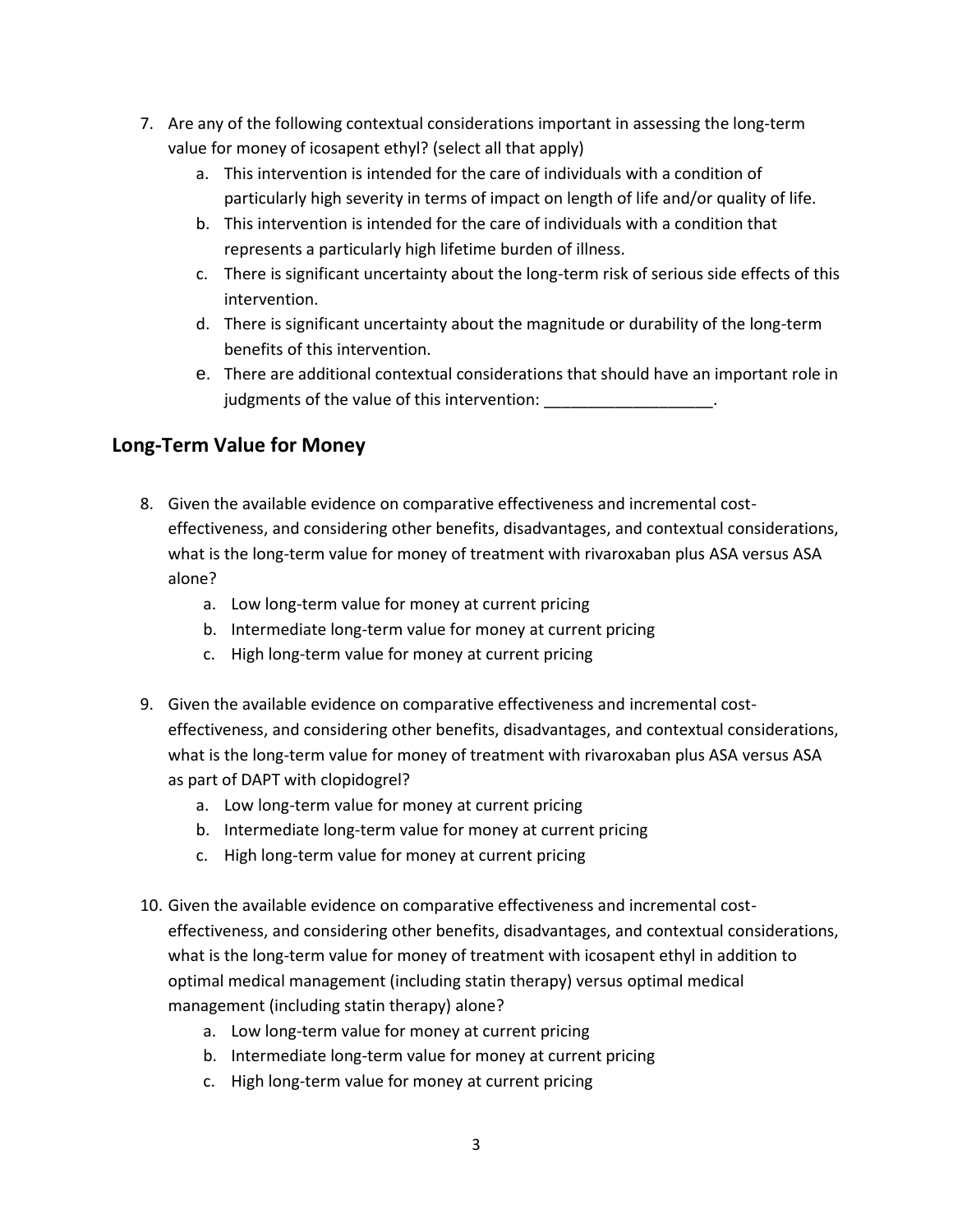7. Are any of the following contextual considerations important in assessing the long-term value for money of icosapent ethyl? (select all that apply)
    a. This intervention is intended for the care of individuals with a condition of particularly high severity in terms of impact on length of life and/or quality of life.
    b. This intervention is intended for the care of individuals with a condition that represents a particularly high lifetime burden of illness.
    c. There is significant uncertainty about the long-term risk of serious side effects of this intervention.
    d. There is significant uncertainty about the magnitude or durability of the long-term benefits of this intervention.
    e. There are additional contextual considerations that should have an important role in judgments of the value of this intervention: ___________________.

## Long-Term Value for Money

8. Given the available evidence on comparative effectiveness and incremental cost-effectiveness, and considering other benefits, disadvantages, and contextual considerations, what is the long-term value for money of treatment with rivaroxaban plus ASA versus ASA alone?
    a. Low long-term value for money at current pricing
    b. Intermediate long-term value for money at current pricing
    c. High long-term value for money at current pricing

9. Given the available evidence on comparative effectiveness and incremental cost-effectiveness, and considering other benefits, disadvantages, and contextual considerations, what is the long-term value for money of treatment with rivaroxaban plus ASA versus ASA as part of DAPT with clopidogrel?
    a. Low long-term value for money at current pricing
    b. Intermediate long-term value for money at current pricing
    c. High long-term value for money at current pricing

10. Given the available evidence on comparative effectiveness and incremental cost-effectiveness, and considering other benefits, disadvantages, and contextual considerations, what is the long-term value for money of treatment with icosapent ethyl in addition to optimal medical management (including statin therapy) versus optimal medical management (including statin therapy) alone?
    a. Low long-term value for money at current pricing
    b. Intermediate long-term value for money at current pricing
    c. High long-term value for money at current pricing